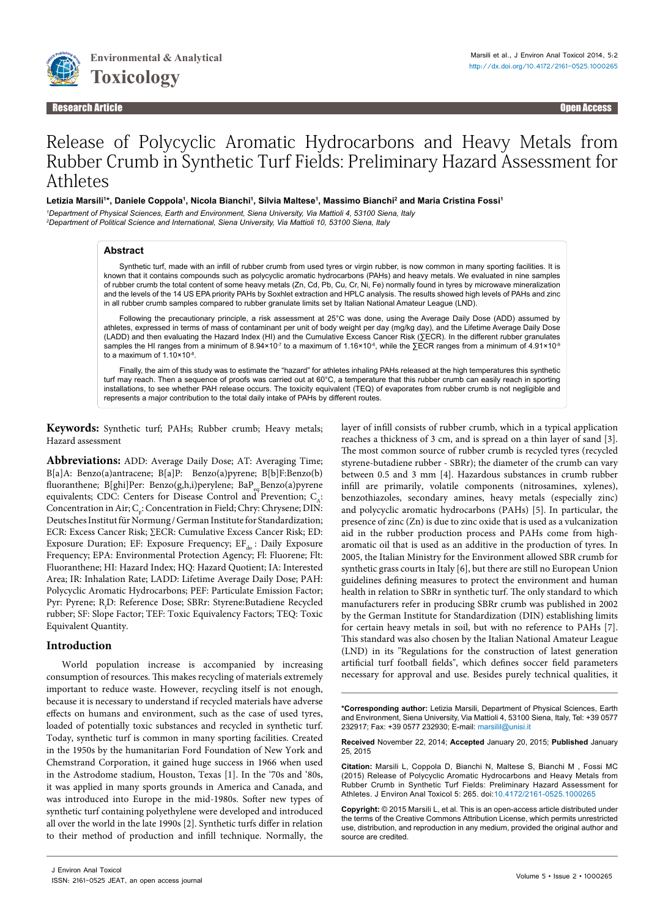# Release of Polycyclic Aromatic Hydrocarbons and Heavy Metals from Rubber Crumb in Synthetic Turf Fields: Preliminary Hazard Assessment for Athletes

**Letizia Marsili[1]*, Daniele Coppola[1], Nicola Bianchi[1], Silvia Maltese[1], Massimo Bianchi[2] and Maria Cristina Fossi[1]**

*[1]Department of Physical Sciences, Earth and Environment, Siena University, Via Mattioli 4, 53100 Siena, Italy*
*[2]Department of Political Science and International, Siena University, Via Mattioli 10, 53100 Siena, Italy*

## Abstract

Synthetic turf, made with an infill of rubber crumb from used tyres or virgin rubber, is now common in many sporting facilities. It is known that it contains compounds such as polycyclic aromatic hydrocarbons (PAHs) and heavy metals. We evaluated in nine samples of rubber crumb the total content of some heavy metals (Zn, Cd, Pb, Cu, Cr, Ni, Fe) normally found in tyres by microwave mineralization and the levels of the 14 US EPA priority PAHs by Soxhlet extraction and HPLC analysis. The results showed high levels of PAHs and zinc in all rubber crumb samples compared to rubber granulate limits set by Italian National Amateur League (LND).

Following the precautionary principle, a risk assessment at 25°C was done, using the Average Daily Dose (ADD) assumed by athletes, expressed in terms of mass of contaminant per unit of body weight per day (mg/kg day), and the Lifetime Average Daily Dose (LADD) and then evaluating the Hazard Index (HI) and the Cumulative Excess Cancer Risk (∑ECR). In the different rubber granulates samples the HI ranges from a minimum of $8.94\times10^{-7}$ to a maximum of $1.16\times10^{-6}$, while the ∑ECR ranges from a minimum of $4.91\times10^{-9}$ to a maximum of $1.10\times10^{-8}$.

Finally, the aim of this study was to estimate the "hazard" for athletes inhaling PAHs released at the high temperatures this synthetic turf may reach. Then a sequence of proofs was carried out at 60°C, a temperature that this rubber crumb can easily reach in sporting installations, to see whether PAH release occurs. The toxicity equivalent (TEQ) of evaporates from rubber crumb is not negligible and represents a major contribution to the total daily intake of PAHs by different routes.

**Keywords:** Synthetic turf; PAHs; Rubber crumb; Heavy metals; Hazard assessment

**Abbreviations:** ADD: Average Daily Dose; AT: Averaging Time; B[a]A: Benzo(a)antracene; B[a]P: Benzo(a)pyrene; B[b]F:Benzo(b) fluoranthene; B[ghi]Per: Benzo(g,h,i)perylene; $BaP_{eq}$:Benzo(a)pyrene equivalents; CDC: Centers for Disease Control and Prevention; $C_A$: Concentration in Air; $C_F$: Concentration in Field; Chry: Chrysene; DIN: Deutsches Institut für Normung / German Institute for Standardization; ECR: Excess Cancer Risk; ∑ECR: Cumulative Excess Cancer Risk; ED: Exposure Duration; EF: Exposure Frequency; $EF_{do}$: Daily Exposure Frequency; EPA: Environmental Protection Agency; Fl: Fluorene; Flt: Fluoranthene; HI: Hazard Index; HQ: Hazard Quotient; IA: Interested Area; IR: Inhalation Rate; LADD: Lifetime Average Daily Dose; PAH: Polycyclic Aromatic Hydrocarbons; PEF: Particulate Emission Factor; Pyr: Pyrene; $R_f$D: Reference Dose; SBRr: Styrene:Butadiene Recycled rubber; SF: Slope Factor; TEF: Toxic Equivalency Factors; TEQ: Toxic Equivalent Quantity.

## Introduction

World population increase is accompanied by increasing consumption of resources. This makes recycling of materials extremely important to reduce waste. However, recycling itself is not enough, because it is necessary to understand if recycled materials have adverse effects on humans and environment, such as the case of used tyres, loaded of potentially toxic substances and recycled in synthetic turf. Today, synthetic turf is common in many sporting facilities. Created in the 1950s by the humanitarian Ford Foundation of New York and Chemstrand Corporation, it gained huge success in 1966 when used in the Astrodome stadium, Houston, Texas [1]. In the '70s and '80s, it was applied in many sports grounds in America and Canada, and was introduced into Europe in the mid-1980s. Softer new types of synthetic turf containing polyethylene were developed and introduced all over the world in the late 1990s [2]. Synthetic turfs differ in relation to their method of production and infill technique. Normally, the layer of infill consists of rubber crumb, which in a typical application reaches a thickness of 3 cm, and is spread on a thin layer of sand [3]. The most common source of rubber crumb is recycled tyres (recycled styrene-butadiene rubber - SBRr); the diameter of the crumb can vary between 0.5 and 3 mm [4]. Hazardous substances in crumb rubber infill are primarily, volatile components (nitrosamines, xylenes), benzothiazoles, secondary amines, heavy metals (especially zinc) and polycyclic aromatic hydrocarbons (PAHs) [5]. In particular, the presence of zinc (Zn) is due to zinc oxide that is used as a vulcanization aid in the rubber production process and PAHs come from high-aromatic oil that is used as an additive in the production of tyres. In 2005, the Italian Ministry for the Environment allowed SBR crumb for synthetic grass courts in Italy [6], but there are still no European Union guidelines defining measures to protect the environment and human health in relation to SBRr in synthetic turf. The only standard to which manufacturers refer in producing SBRr crumb was published in 2002 by the German Institute for Standardization (DIN) establishing limits for certain heavy metals in soil, but with no reference to PAHs [7]. This standard was also chosen by the Italian National Amateur League (LND) in its "Regulations for the construction of latest generation artificial turf football fields", which defines soccer field parameters necessary for approval and use. Besides purely technical qualities, it

**\*Corresponding author:** Letizia Marsili, Department of Physical Sciences, Earth and Environment, Siena University, Via Mattioli 4, 53100 Siena, Italy, Tel: +39 0577 232917; Fax: +39 0577 232930; E-mail: marsilil@unisi.it

**Received** November 22, 2014; **Accepted** January 20, 2015; **Published** January 25, 2015

**Citation:** Marsili L, Coppola D, Bianchi N, Maltese S, Bianchi M , Fossi MC (2015) Release of Polycyclic Aromatic Hydrocarbons and Heavy Metals from Rubber Crumb in Synthetic Turf Fields: Preliminary Hazard Assessment for Athletes. J Environ Anal Toxicol 5: 265. doi:10.4172/2161-0525.1000265

**Copyright:** © 2015 Marsili L, et al. This is an open-access article distributed under the terms of the Creative Commons Attribution License, which permits unrestricted use, distribution, and reproduction in any medium, provided the original author and source are credited.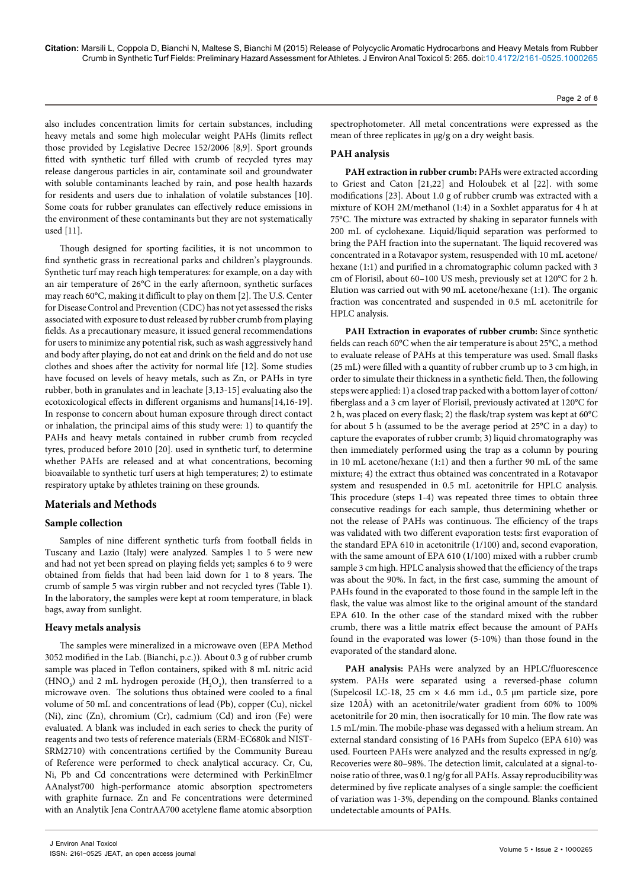also includes concentration limits for certain substances, including heavy metals and some high molecular weight PAHs (limits reflect those provided by Legislative Decree 152/2006 [8,9]. Sport grounds fitted with synthetic turf filled with crumb of recycled tyres may release dangerous particles in air, contaminate soil and groundwater with soluble contaminants leached by rain, and pose health hazards for residents and users due to inhalation of volatile substances [10]. Some coats for rubber granulates can effectively reduce emissions in the environment of these contaminants but they are not systematically used [11].

Though designed for sporting facilities, it is not uncommon to find synthetic grass in recreational parks and children's playgrounds. Synthetic turf may reach high temperatures: for example, on a day with an air temperature of 26°C in the early afternoon, synthetic surfaces may reach 60°C, making it difficult to play on them [2]. The U.S. Center for Disease Control and Prevention (CDC) has not yet assessed the risks associated with exposure to dust released by rubber crumb from playing fields. As a precautionary measure, it issued general recommendations for users to minimize any potential risk, such as wash aggressively hand and body after playing, do not eat and drink on the field and do not use clothes and shoes after the activity for normal life [12]. Some studies have focused on levels of heavy metals, such as Zn, or PAHs in tyre rubber, both in granulates and in leachate [3,13-15] evaluating also the ecotoxicological effects in different organisms and humans[14,16-19]. In response to concern about human exposure through direct contact or inhalation, the principal aims of this study were: 1) to quantify the PAHs and heavy metals contained in rubber crumb from recycled tyres, produced before 2010 [20]. used in synthetic turf, to determine whether PAHs are released and at what concentrations, becoming bioavailable to synthetic turf users at high temperatures; 2) to estimate respiratory uptake by athletes training on these grounds.

## Materials and Methods

### Sample collection

Samples of nine different synthetic turfs from football fields in Tuscany and Lazio (Italy) were analyzed. Samples 1 to 5 were new and had not yet been spread on playing fields yet; samples 6 to 9 were obtained from fields that had been laid down for 1 to 8 years. The crumb of sample 5 was virgin rubber and not recycled tyres (Table 1). In the laboratory, the samples were kept at room temperature, in black bags, away from sunlight.

### Heavy metals analysis

The samples were mineralized in a microwave oven (EPA Method 3052 modified in the Lab. (Bianchi, p.c.)). About 0.3 g of rubber crumb sample was placed in Teflon containers, spiked with 8 mL nitric acid ($HNO_3$) and 2 mL hydrogen peroxide ($H_2O_2$), then transferred to a microwave oven. The solutions thus obtained were cooled to a final volume of 50 mL and concentrations of lead (Pb), copper (Cu), nickel (Ni), zinc (Zn), chromium (Cr), cadmium (Cd) and iron (Fe) were evaluated. A blank was included in each series to check the purity of reagents and two tests of reference materials (ERM-EC680k and NIST-SRM2710) with concentrations certified by the Community Bureau of Reference were performed to check analytical accuracy. Cr, Cu, Ni, Pb and Cd concentrations were determined with PerkinElmer AAnalyst700 high-performance atomic absorption spectrometers with graphite furnace. Zn and Fe concentrations were determined with an Analytik Jena ContrAA700 acetylene flame atomic absorption spectrophotometer. All metal concentrations were expressed as the mean of three replicates in μg/g on a dry weight basis.

### PAH analysis

**PAH extraction in rubber crumb:** PAHs were extracted according to Griest and Caton [21,22] and Holoubek et al [22]. with some modifications [23]. About 1.0 g of rubber crumb was extracted with a mixture of KOH 2M/methanol (1:4) in a Soxhlet apparatus for 4 h at 75°C. The mixture was extracted by shaking in separator funnels with 200 mL of cyclohexane. Liquid/liquid separation was performed to bring the PAH fraction into the supernatant. The liquid recovered was concentrated in a Rotavapor system, resuspended with 10 mL acetone/hexane (1:1) and purified in a chromatographic column packed with 3 cm of Florisil, about 60–100 US mesh, previously set at 120°C for 2 h. Elution was carried out with 90 mL acetone/hexane (1:1). The organic fraction was concentrated and suspended in 0.5 mL acetonitrile for HPLC analysis.

**PAH Extraction in evaporates of rubber crumb:** Since synthetic fields can reach 60°C when the air temperature is about 25°C, a method to evaluate release of PAHs at this temperature was used. Small flasks (25 mL) were filled with a quantity of rubber crumb up to 3 cm high, in order to simulate their thickness in a synthetic field. Then, the following steps were applied: 1) a closed trap packed with a bottom layer of cotton/fiberglass and a 3 cm layer of Florisil, previously activated at 120°C for 2 h, was placed on every flask; 2) the flask/trap system was kept at 60°C for about 5 h (assumed to be the average period at 25°C in a day) to capture the evaporates of rubber crumb; 3) liquid chromatography was then immediately performed using the trap as a column by pouring in 10 mL acetone/hexane (1:1) and then a further 90 mL of the same mixture; 4) the extract thus obtained was concentrated in a Rotavapor system and resuspended in 0.5 mL acetonitrile for HPLC analysis. This procedure (steps 1-4) was repeated three times to obtain three consecutive readings for each sample, thus determining whether or not the release of PAHs was continuous. The efficiency of the traps was validated with two different evaporation tests: first evaporation of the standard EPA 610 in acetonitrile (1/100) and, second evaporation, with the same amount of EPA 610 (1/100) mixed with a rubber crumb sample 3 cm high. HPLC analysis showed that the efficiency of the traps was about the 90%. In fact, in the first case, summing the amount of PAHs found in the evaporated to those found in the sample left in the flask, the value was almost like to the original amount of the standard EPA 610. In the other case of the standard mixed with the rubber crumb, there was a little matrix effect because the amount of PAHs found in the evaporated was lower (5-10%) than those found in the evaporated of the standard alone.

**PAH analysis:** PAHs were analyzed by an HPLC/fluorescence system. PAHs were separated using a reversed-phase column (Supelcosil LC-18, 25 cm × 4.6 mm i.d., 0.5 μm particle size, pore size 120Å) with an acetonitrile/water gradient from 60% to 100% acetonitrile for 20 min, then isocratically for 10 min. The flow rate was 1.5 mL/min. The mobile-phase was degassed with a helium stream. An external standard consisting of 16 PAHs from Supelco (EPA 610) was used. Fourteen PAHs were analyzed and the results expressed in ng/g. Recoveries were 80–98%. The detection limit, calculated at a signal-to-noise ratio of three, was 0.1 ng/g for all PAHs. Assay reproducibility was determined by five replicate analyses of a single sample: the coefficient of variation was 1-3%, depending on the compound. Blanks contained undetectable amounts of PAHs.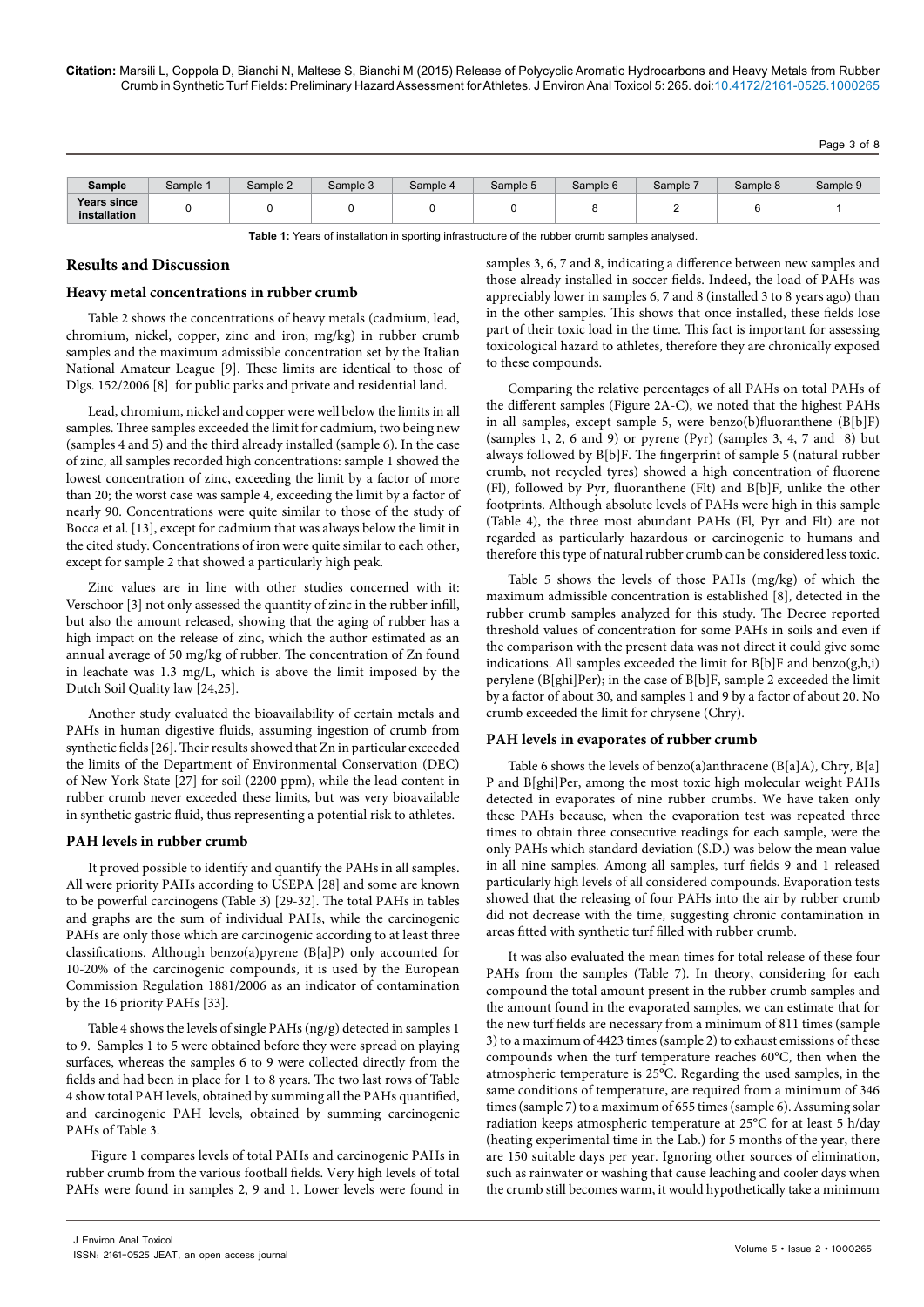| Sample | Sample 1 | Sample 2 | Sample 3 | Sample 4 | Sample 5 | Sample 6 | Sample 7 | Sample 8 | Sample 9 |
|---|---|---|---|---|---|---|---|---|---|
| Years since installation | 0 | 0 | 0 | 0 | 0 | 8 | 2 | 6 | 1 |

**Table 1:** Years of installation in sporting infrastructure of the rubber crumb samples analysed.

## Results and Discussion

### Heavy metal concentrations in rubber crumb

Table 2 shows the concentrations of heavy metals (cadmium, lead, chromium, nickel, copper, zinc and iron; mg/kg) in rubber crumb samples and the maximum admissible concentration set by the Italian National Amateur League [9]. These limits are identical to those of Dlgs. 152/2006 [8] for public parks and private and residential land.

Lead, chromium, nickel and copper were well below the limits in all samples. Three samples exceeded the limit for cadmium, two being new (samples 4 and 5) and the third already installed (sample 6). In the case of zinc, all samples recorded high concentrations: sample 1 showed the lowest concentration of zinc, exceeding the limit by a factor of more than 20; the worst case was sample 4, exceeding the limit by a factor of nearly 90. Concentrations were quite similar to those of the study of Bocca et al. [13], except for cadmium that was always below the limit in the cited study. Concentrations of iron were quite similar to each other, except for sample 2 that showed a particularly high peak.

Zinc values are in line with other studies concerned with it: Verschoor [3] not only assessed the quantity of zinc in the rubber infill, but also the amount released, showing that the aging of rubber has a high impact on the release of zinc, which the author estimated as an annual average of 50 mg/kg of rubber. The concentration of Zn found in leachate was 1.3 mg/L, which is above the limit imposed by the Dutch Soil Quality law [24,25].

Another study evaluated the bioavailability of certain metals and PAHs in human digestive fluids, assuming ingestion of crumb from synthetic fields [26]. Their results showed that Zn in particular exceeded the limits of the Department of Environmental Conservation (DEC) of New York State [27] for soil (2200 ppm), while the lead content in rubber crumb never exceeded these limits, but was very bioavailable in synthetic gastric fluid, thus representing a potential risk to athletes.

### PAH levels in rubber crumb

It proved possible to identify and quantify the PAHs in all samples. All were priority PAHs according to USEPA [28] and some are known to be powerful carcinogens (Table 3) [29-32]. The total PAHs in tables and graphs are the sum of individual PAHs, while the carcinogenic PAHs are only those which are carcinogenic according to at least three classifications. Although benzo(a)pyrene (B[a]P) only accounted for 10-20% of the carcinogenic compounds, it is used by the European Commission Regulation 1881/2006 as an indicator of contamination by the 16 priority PAHs [33].

Table 4 shows the levels of single PAHs (ng/g) detected in samples 1 to 9. Samples 1 to 5 were obtained before they were spread on playing surfaces, whereas the samples 6 to 9 were collected directly from the fields and had been in place for 1 to 8 years. The two last rows of Table 4 show total PAH levels, obtained by summing all the PAHs quantified, and carcinogenic PAH levels, obtained by summing carcinogenic PAHs of Table 3.

Figure 1 compares levels of total PAHs and carcinogenic PAHs in rubber crumb from the various football fields. Very high levels of total PAHs were found in samples 2, 9 and 1. Lower levels were found in samples 3, 6, 7 and 8, indicating a difference between new samples and those already installed in soccer fields. Indeed, the load of PAHs was appreciably lower in samples 6, 7 and 8 (installed 3 to 8 years ago) than in the other samples. This shows that once installed, these fields lose part of their toxic load in the time. This fact is important for assessing toxicological hazard to athletes, therefore they are chronically exposed to these compounds.

Comparing the relative percentages of all PAHs on total PAHs of the different samples (Figure 2A-C), we noted that the highest PAHs in all samples, except sample 5, were benzo(b)fluoranthene (B[b]F) (samples 1, 2, 6 and 9) or pyrene (Pyr) (samples 3, 4, 7 and 8) but always followed by B[b]F. The fingerprint of sample 5 (natural rubber crumb, not recycled tyres) showed a high concentration of fluorene (Fl), followed by Pyr, fluoranthene (Flt) and B[b]F, unlike the other footprints. Although absolute levels of PAHs were high in this sample (Table 4), the three most abundant PAHs (Fl, Pyr and Flt) are not regarded as particularly hazardous or carcinogenic to humans and therefore this type of natural rubber crumb can be considered less toxic.

Table 5 shows the levels of those PAHs (mg/kg) of which the maximum admissible concentration is established [8], detected in the rubber crumb samples analyzed for this study. The Decree reported threshold values of concentration for some PAHs in soils and even if the comparison with the present data was not direct it could give some indications. All samples exceeded the limit for B[b]F and benzo(g,h,i) perylene (B[ghi]Per); in the case of B[b]F, sample 2 exceeded the limit by a factor of about 30, and samples 1 and 9 by a factor of about 20. No crumb exceeded the limit for chrysene (Chry).

### PAH levels in evaporates of rubber crumb

Table 6 shows the levels of benzo(a)anthracene (B[a]A), Chry, B[a]P and B[ghi]Per, among the most toxic high molecular weight PAHs detected in evaporates of nine rubber crumbs. We have taken only these PAHs because, when the evaporation test was repeated three times to obtain three consecutive readings for each sample, were the only PAHs which standard deviation (S.D.) was below the mean value in all nine samples. Among all samples, turf fields 9 and 1 released particularly high levels of all considered compounds. Evaporation tests showed that the releasing of four PAHs into the air by rubber crumb did not decrease with the time, suggesting chronic contamination in areas fitted with synthetic turf filled with rubber crumb.

It was also evaluated the mean times for total release of these four PAHs from the samples (Table 7). In theory, considering for each compound the total amount present in the rubber crumb samples and the amount found in the evaporated samples, we can estimate that for the new turf fields are necessary from a minimum of 811 times (sample 3) to a maximum of 4423 times (sample 2) to exhaust emissions of these compounds when the turf temperature reaches 60°C, then when the atmospheric temperature is 25°C. Regarding the used samples, in the same conditions of temperature, are required from a minimum of 346 times (sample 7) to a maximum of 655 times (sample 6). Assuming solar radiation keeps atmospheric temperature at 25°C for at least 5 h/day (heating experimental time in the Lab.) for 5 months of the year, there are 150 suitable days per year. Ignoring other sources of elimination, such as rainwater or washing that cause leaching and cooler days when the crumb still becomes warm, it would hypothetically take a minimum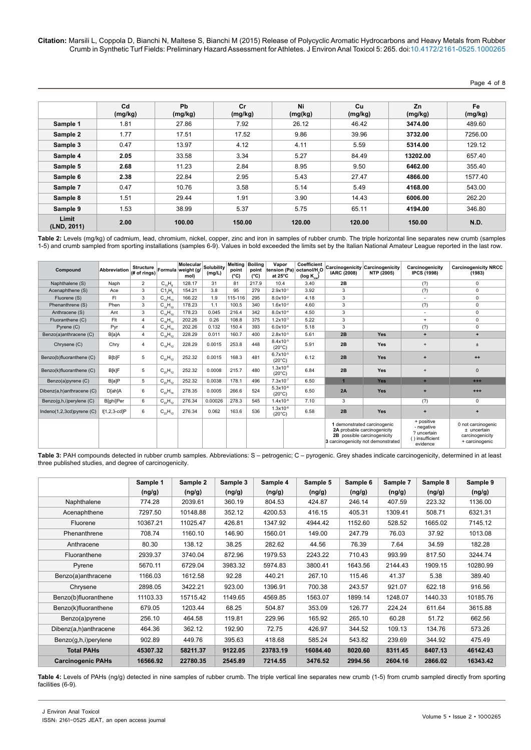|  | Cd (mg/kg) | Pb (mg/kg) | Cr (mg/kg) | Ni (mg/kg) | Cu (mg/kg) | Zn (mg/kg) | Fe (mg/kg) |
|---|---|---|---|---|---|---|---|
| **Sample 1** | 1.81 | 27.86 | 7.92 | 26.12 | 46.42 | **3474.00** | 489.60 |
| **Sample 2** | 1.77 | 17.51 | 17.52 | 9.86 | 39.96 | **3732.00** | 7256.00 |
| **Sample 3** | 0.47 | 13.97 | 4.12 | 4.11 | 5.59 | **5314.00** | 129.12 |
| **Sample 4** | **2.05** | 33.58 | 3.34 | 5.27 | 84.49 | **13202.00** | 657.40 |
| **Sample 5** | **2.68** | 11.23 | 2.84 | 8.95 | 9.50 | **6462.00** | 355.40 |
| **Sample 6** | **2.38** | 22.84 | 2.95 | 5.43 | 27.47 | **4866.00** | 1577.40 |
| **Sample 7** | 0.47 | 10.76 | 3.58 | 5.14 | 5.49 | **4168.00** | 543.00 |
| **Sample 8** | 1.51 | 29.44 | 1.91 | 3.90 | 14.43 | **6006.00** | 262.20 |
| **Sample 9** | 1.53 | 38.99 | 5.37 | 5.75 | 65.11 | **4194.00** | 346.80 |
| **Limit (LND, 2011)** | **2.00** | **100.00** | **150.00** | **120.00** | **120.00** | **150.00** | **N.D.** |

**Table 2:** Levels (mg/kg) of cadmium, lead, chromium, nickel, copper, zinc and iron in samples of rubber crumb. The triple horizontal line separates new crumb (samples 1-5) and crumb sampled from sporting installations (samples 6-9). Values in bold exceeded the limits set by the Italian National Amateur League reported in the last row.

| Compound | Abbreviation | Structure (# of rings) | Formula | Molecular weight (g/mol) | Solubility (mg/L) | Melting point (°C) | Boiling point (°C) | Vapor tension (Pa) at 25°C | Coefficient octanol/$H_2O$ (log $K_{ow}$) | Carcinogenicity IARC (2008) | Carcinogenicity NTP (2005) | Carcinogenicity IPCS (1998) | Carcinogenicity NRCC (1983) |
|---|---|---|---|---|---|---|---|---|---|---|---|---|---|
| Naphthalene (S) | Naph | 2 | $C_{10}H_8$ | 128.17 | 31 | 81 | 217.9 | 10.4 | 3.40 | 2B |  | (?) | 0 |
| Acenaphthene (S) | Ace | 3 | $C_{12}H_8$ | 154.21 | 3.8 | 95 | 279 | $2.9 \times 10^{-1}$ | 3.92 | 3 |  | (?) | 0 |
| Fluorene (S) | Fl | 3 | $C_{13}H_{10}$ | 166.22 | 1.9 | 115-116 | 295 | $8.0 \times 10^{-2}$ | 4.18 | 3 |  | - | 0 |
| Phenanthrene (S) | Phen | 3 | $C_{14}H_{10}$ | 178.23 | 1.1 | 100.5 | 340 | $1.6 \times 10^{-2}$ | 4.60 | 3 |  | (?) | 0 |
| Anthracene (S) | Ant | 3 | $C_{14}H_{10}$ | 178.23 | 0.045 | 216.4 | 342 | $8.0 \times 10^{-4}$ | 4.50 | 3 |  | - | 0 |
| Fluoranthene (C) | Flt | 4 | $C_{16}H_{10}$ | 202.26 | 0.26 | 108.8 | 375 | $1.2 \times 10^{-3}$ | 5.22 | 3 |  | + | 0 |
| Pyrene (C) | Pyr | 4 | $C_{16}H_{10}$ | 202.26 | 0.132 | 150.4 | 393 | $6.0 \times 10^{-4}$ | 5.18 | 3 |  | (?) | 0 |
| Benzo(a)anthracene (C) | B[a]A | 4 | $C_{18}H_{12}$ | 228.29 | 0.011 | 160.7 | 400 | $2.8 \times 10^{-5}$ | 5.61 | 2B | Yes | + | + |
| Chrysene (C) | Chry | 4 | $C_{18}H_{12}$ | 228.29 | 0.0015 | 253.8 | 448 | $8.4 \times 10^{-5}$ (20°C) | 5.91 | 2B | Yes | + | ± |
| Benzo(b)fluoranthene (C) | B[b]F | 5 | $C_{20}H_{12}$ | 252.32 | 0.0015 | 168.3 | 481 | $6.7 \times 10^{-5}$ (20°C) | 6.12 | 2B | Yes | + | ++ |
| Benzo(k)fluoranthene (C) | B[k]F | 5 | $C_{20}H_{12}$ | 252.32 | 0.0008 | 215.7 | 480 | $1.3 \times 10^{-8}$ (20°C) | 6.84 | 2B | Yes | + | 0 |
| Benzo(a)pyrene (C) | B[a]P | 5 | $C_{20}H_{12}$ | 252.32 | 0.0038 | 178.1 | 496 | $7.3 \times 10^{-7}$ | 6.50 | 1 | Yes | + | +++ |
| Dibenz(a,h)anthracene (C) | D[ah]A | 6 | $C_{22}H_{14}$ | 278.35 | 0.0005 | 266.6 | 524 | $5.3 \times 10^{-8}$ (20°C) | 6.50 | 2A | Yes | + | +++ |
| Benzo(g,h,i)perylene (C) | B[ghi]Per | 6 | $C_{22}H_{12}$ | 276.34 | 0.00026 | 278.3 | 545 | $1.4 \times 10^{-8}$ | 7.10 | 3 |  | (?) | 0 |
| Indeno(1,2,3cd)pyrene (C) | I[1,2,3-cd]P | 6 | $C_{22}H_{12}$ | 276.34 | 0.062 | 163.6 | 536 | $1.3 \times 10^{-8}$ (20°C) | 6.58 | 2B | Yes | + | + |
|  |  |  |  |  |  |  |  |  |  | **1** demonstrated carcinogenic; **2A** probable carcinogenicity; **2B** possible carcinogenicity; **3** carcinogenicity not demonstrated |  | + positive; - negative; ? uncertain; ( ) insufficient evidence | 0 not carcinogenic; ± uncertain carcinogenicity; + carcinogenic |

**Table 3:** PAH compounds detected in rubber crumb samples. Abbreviations: S – petrogenic; C – pyrogenic. Grey shades indicate carcinogenicity, determined in at least three published studies, and degree of carcinogenicity.

|  | Sample 1 (ng/g) | Sample 2 (ng/g) | Sample 3 (ng/g) | Sample 4 (ng/g) | Sample 5 (ng/g) | Sample 6 (ng/g) | Sample 7 (ng/g) | Sample 8 (ng/g) | Sample 9 (ng/g) |
|---|---|---|---|---|---|---|---|---|---|
| Naphthalene | 774.28 | 2039.61 | 360.19 | 804.53 | 424.87 | 246.14 | 407.59 | 223.32 | 1136.00 |
| Acenaphthene | 7297.50 | 10148.88 | 352.12 | 4200.53 | 416.15 | 405.31 | 1309.41 | 508.71 | 6321.31 |
| Fluorene | 10367.21 | 11025.47 | 426.81 | 1347.92 | 4944.42 | 1152.60 | 528.52 | 1665.02 | 7145.12 |
| Phenanthrene | 708.74 | 1160.10 | 146.90 | 1560.01 | 149.00 | 247.79 | 76.03 | 37.92 | 1013.08 |
| Anthracene | 80.30 | 138.12 | 38.25 | 282.62 | 44.56 | 76.39 | 7.64 | 34.59 | 182.28 |
| Fluoranthene | 2939.37 | 3740.04 | 872.96 | 1979.53 | 2243.22 | 710.43 | 993.99 | 817.50 | 3244.74 |
| Pyrene | 5670.11 | 6729.04 | 3983.32 | 5974.83 | 3800.41 | 1643.56 | 2144.43 | 1909.15 | 10280.99 |
| Benzo(a)anthracene | 1166.03 | 1612.58 | 92.28 | 440.21 | 267.10 | 115.46 | 41.37 | 5.38 | 389.40 |
| Chrysene | 2898.05 | 3422.21 | 923.00 | 1396.91 | 700.38 | 243.57 | 921.07 | 622.18 | 916.56 |
| Benzo(b)fluoranthene | 11103.33 | 15715.42 | 1149.65 | 4569.85 | 1563.07 | 1899.14 | 1248.07 | 1440.33 | 10185.76 |
| Benzo(k)fluoranthene | 679.05 | 1203.44 | 68.25 | 504.87 | 353.09 | 126.77 | 224.24 | 611.64 | 3615.88 |
| Benzo(a)pyrene | 256.10 | 464.58 | 119.81 | 229.96 | 165.92 | 265.10 | 60.28 | 51.72 | 662.56 |
| Dibenz(a,h)anthracene | 464.36 | 362.12 | 192.90 | 72.75 | 426.97 | 344.52 | 109.13 | 134.76 | 573.26 |
| Benzo(g,h,i)perylene | 902.89 | 449.76 | 395.63 | 418.68 | 585.24 | 543.82 | 239.69 | 344.92 | 475.49 |
| **Total PAHs** | **45307.32** | **58211.37** | **9122.05** | **23783.19** | **16084.40** | **8020.60** | **8311.45** | **8407.13** | **46142.43** |
| **Carcinogenic PAHs** | **16566.92** | **22780.35** | **2545.89** | **7214.55** | **3476.52** | **2994.56** | **2604.16** | **2866.02** | **16343.42** |

**Table 4:** Levels of PAHs (ng/g) detected in nine samples of rubber crumb. The triple vertical line separates new crumb (1-5) from crumb sampled directly from sporting facilities (6-9).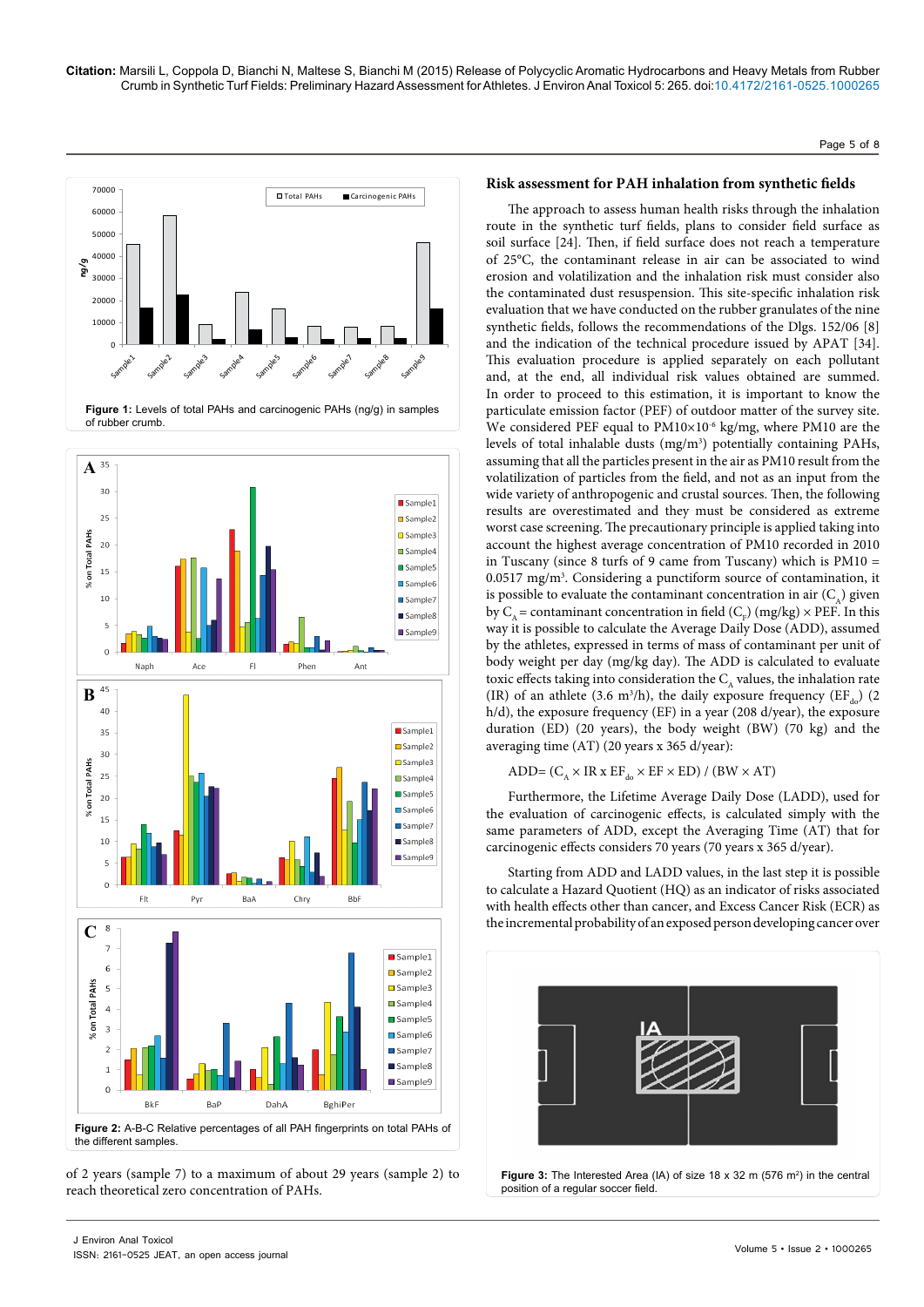Figure 1: Levels of total PAHs and carcinogenic PAHs (ng/g) in samples of rubber crumb.

Figure 2: A-B-C Relative percentages of all PAH fingerprints on total PAHs of the different samples.

of 2 years (sample 7) to a maximum of about 29 years (sample 2) to reach theoretical zero concentration of PAHs.

### Risk assessment for PAH inhalation from synthetic fields

The approach to assess human health risks through the inhalation route in the synthetic turf fields, plans to consider field surface as soil surface [24]. Then, if field surface does not reach a temperature of 25°C, the contaminant release in air can be associated to wind erosion and volatilization and the inhalation risk must consider also the contaminated dust resuspension. This site-specific inhalation risk evaluation that we have conducted on the rubber granulates of the nine synthetic fields, follows the recommendations of the Dlgs. 152/06 [8] and the indication of the technical procedure issued by APAT [34]. This evaluation procedure is applied separately on each pollutant and, at the end, all individual risk values obtained are summed. In order to proceed to this estimation, it is important to know the particulate emission factor (PEF) of outdoor matter of the survey site. We considered PEF equal to PM10×$10^{-6}$ kg/mg, where PM10 are the levels of total inhalable dusts (mg/$m^3$) potentially containing PAHs, assuming that all the particles present in the air as PM10 result from the volatilization of particles from the field, and not as an input from the wide variety of anthropogenic and crustal sources. Then, the following results are overestimated and they must be considered as extreme worst case screening. The precautionary principle is applied taking into account the highest average concentration of PM10 recorded in 2010 in Tuscany (since 8 turfs of 9 came from Tuscany) which is PM10 = 0.0517 mg/$m^3$. Considering a punctiform source of contamination, it is possible to evaluate the contaminant concentration in air ($C_A$) given by $C_A$ = contaminant concentration in field ($C_F$) (mg/kg) × PEF. In this way it is possible to calculate the Average Daily Dose (ADD), assumed by the athletes, expressed in terms of mass of contaminant per unit of body weight per day (mg/kg day). The ADD is calculated to evaluate toxic effects taking into consideration the $C_A$ values, the inhalation rate (IR) of an athlete (3.6 $m^3$/h), the daily exposure frequency ($EF_{do}$) (2 h/d), the exposure frequency (EF) in a year (208 d/year), the exposure duration (ED) (20 years), the body weight (BW) (70 kg) and the averaging time (AT) (20 years x 365 d/year):

$$ADD = (C_A \times IR \times EF_{do} \times EF \times ED) / (BW \times AT)$$

Furthermore, the Lifetime Average Daily Dose (LADD), used for the evaluation of carcinogenic effects, is calculated simply with the same parameters of ADD, except the Averaging Time (AT) that for carcinogenic effects considers 70 years (70 years x 365 d/year).

Starting from ADD and LADD values, in the last step it is possible to calculate a Hazard Quotient (HQ) as an indicator of risks associated with health effects other than cancer, and Excess Cancer Risk (ECR) as the incremental probability of an exposed person developing cancer over

Figure 3: The Interested Area (IA) of size 18 x 32 m (576 $m^2$) in the central position of a regular soccer field.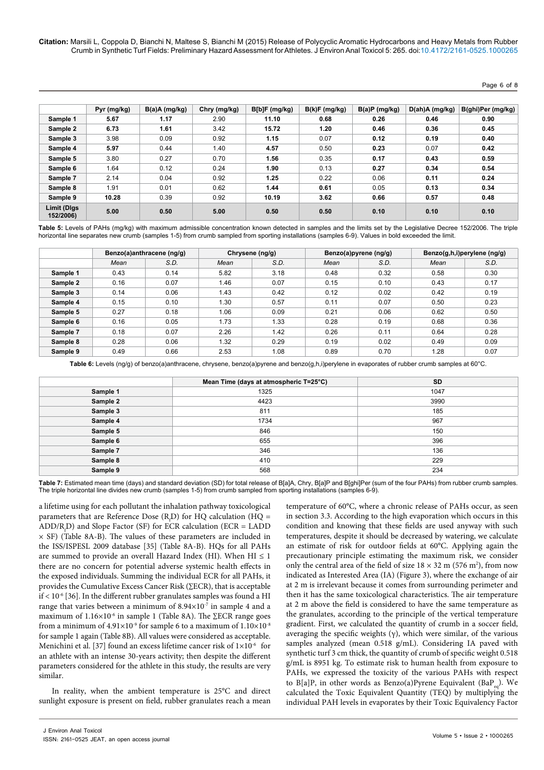| | Pyr (mg/kg) | B(a)A (mg/kg) | Chry (mg/kg) | B[b]F (mg/kg) | B(k)F (mg/kg) | B(a)P (mg/kg) | D(ah)A (mg/kg) | B(ghi)Per (mg/kg) |
|---|---|---|---|---|---|---|---|---|
| **Sample 1** | **5.67** | **1.17** | 2.90 | **11.10** | **0.68** | **0.26** | **0.46** | **0.90** |
| **Sample 2** | **6.73** | **1.61** | 3.42 | **15.72** | **1.20** | **0.46** | **0.36** | **0.45** |
| **Sample 3** | 3.98 | 0.09 | 0.92 | **1.15** | 0.07 | **0.12** | **0.19** | **0.40** |
| **Sample 4** | **5.97** | 0.44 | 1.40 | **4.57** | 0.50 | **0.23** | 0.07 | **0.42** |
| **Sample 5** | 3.80 | 0.27 | 0.70 | **1.56** | 0.35 | **0.17** | **0.43** | **0.59** |
| **Sample 6** | 1.64 | 0.12 | 0.24 | **1.90** | 0.13 | **0.27** | **0.34** | **0.54** |
| **Sample 7** | 2.14 | 0.04 | 0.92 | **1.25** | 0.22 | 0.06 | **0.11** | **0.24** |
| **Sample 8** | 1.91 | 0.01 | 0.62 | **1.44** | **0.61** | 0.05 | **0.13** | **0.34** |
| **Sample 9** | **10.28** | 0.39 | 0.92 | **10.19** | **3.62** | **0.66** | **0.57** | **0.48** |
| **Limit (Dlgs 152/2006)** | **5.00** | **0.50** | **5.00** | **0.50** | **0.50** | **0.10** | **0.10** | **0.10** |

**Table 5:** Levels of PAHs (mg/kg) with maximum admissible concentration known detected in samples and the limits set by the Legislative Decree 152/2006. The triple horizontal line separates new crumb (samples 1-5) from crumb sampled from sporting installations (samples 6-9). Values in bold exceeded the limit.

| | Benzo(a)anthracene (ng/g) | | Chrysene (ng/g) | | Benzo(a)pyrene (ng/g) | | Benzo(g,h,i)perylene (ng/g) | |
|---|---|---|---|---|---|---|---|---|
| | *Mean* | *S.D.* | *Mean* | *S.D.* | *Mean* | *S.D.* | *Mean* | *S.D.* |
| **Sample 1** | 0.43 | 0.14 | 5.82 | 3.18 | 0.48 | 0.32 | 0.58 | 0.30 |
| **Sample 2** | 0.16 | 0.07 | 1.46 | 0.07 | 0.15 | 0.10 | 0.43 | 0.17 |
| **Sample 3** | 0.14 | 0.06 | 1.43 | 0.42 | 0.12 | 0.02 | 0.42 | 0.19 |
| **Sample 4** | 0.15 | 0.10 | 1.30 | 0.57 | 0.11 | 0.07 | 0.50 | 0.23 |
| **Sample 5** | 0.27 | 0.18 | 1.06 | 0.09 | 0.21 | 0.06 | 0.62 | 0.50 |
| **Sample 6** | 0.16 | 0.05 | 1.73 | 1.33 | 0.28 | 0.19 | 0.68 | 0.36 |
| **Sample 7** | 0.18 | 0.07 | 2.26 | 1.42 | 0.26 | 0.11 | 0.64 | 0.28 |
| **Sample 8** | 0.28 | 0.06 | 1.32 | 0.29 | 0.19 | 0.02 | 0.49 | 0.09 |
| **Sample 9** | 0.49 | 0.66 | 2.53 | 1.08 | 0.89 | 0.70 | 1.28 | 0.07 |

**Table 6:** Levels (ng/g) of benzo(a)anthracene, chrysene, benzo(a)pyrene and benzo(g,h,i)perylene in evaporates of rubber crumb samples at 60°C.

| | Mean Time (days at atmospheric T=25°C) | SD |
|---|---|---|
| **Sample 1** | 1325 | 1047 |
| **Sample 2** | 4423 | 3990 |
| **Sample 3** | 811 | 185 |
| **Sample 4** | 1734 | 967 |
| **Sample 5** | 846 | 150 |
| **Sample 6** | 655 | 396 |
| **Sample 7** | 346 | 136 |
| **Sample 8** | 410 | 229 |
| **Sample 9** | 568 | 234 |

**Table 7:** Estimated mean time (days) and standard deviation (SD) for total release of B[a]A, Chry, B[a]P and B[ghi]Per (sum of the four PAHs) from rubber crumb samples. The triple horizontal line divides new crumb (samples 1-5) from crumb sampled from sporting installations (samples 6-9).

a lifetime using for each pollutant the inhalation pathway toxicological parameters that are Reference Dose ($R_fD$) for HQ calculation (HQ = ADD/$R_fD$) and Slope Factor (SF) for ECR calculation (ECR = LADD × SF) (Table 8A-B). The values of these parameters are included in the ISS/ISPESL 2009 database [35] (Table 8A-B). HQs for all PAHs are summed to provide an overall Hazard Index (HI). When HI ≤ 1 there are no concern for potential adverse systemic health effects in the exposed individuals. Summing the individual ECR for all PAHs, it provides the Cumulative Excess Cancer Risk (∑ECR), that is acceptable if < $10^{-6}$ [36]. In the different rubber granulates samples was found a HI range that varies between a minimum of $8.94\times10^{-7}$ in sample 4 and a maximum of $1.16\times10^{-6}$ in sample 1 (Table 8A). The ∑ECR range goes from a minimum of $4.91\times10^{-9}$ for sample 6 to a maximum of $1.10\times10^{-8}$ for sample 1 again (Table 8B). All values were considered as acceptable. Menichini et al. [37] found an excess lifetime cancer risk of $1\times10^{-6}$ for an athlete with an intense 30-years activity; then despite the different parameters considered for the athlete in this study, the results are very similar.

In reality, when the ambient temperature is 25°C and direct sunlight exposure is present on field, rubber granulates reach a mean temperature of 60°C, where a chronic release of PAHs occur, as seen in section 3.3. According to the high evaporation which occurs in this condition and knowing that these fields are used anyway with such temperatures, despite it should be decreased by watering, we calculate an estimate of risk for outdoor fields at 60°C. Applying again the precautionary principle estimating the maximum risk, we consider only the central area of the field of size 18 × 32 m (576 $m^2$), from now indicated as Interested Area (IA) (Figure 3), where the exchange of air at 2 m is irrelevant because it comes from surrounding perimeter and then it has the same toxicological characteristics. The air temperature at 2 m above the field is considered to have the same temperature as the granulates, according to the principle of the vertical temperature gradient. First, we calculated the quantity of crumb in a soccer field, averaging the specific weights (γ), which were similar, of the various samples analyzed (mean 0.518 g/mL). Considering IA paved with synthetic turf 3 cm thick, the quantity of crumb of specific weight 0.518 g/mL is 8951 kg. To estimate risk to human health from exposure to PAHs, we expressed the toxicity of the various PAHs with respect to B[a]P, in other words as Benzo(a)Pyrene Equivalent ($BaP_{eq}$). We calculated the Toxic Equivalent Quantity (TEQ) by multiplying the individual PAH levels in evaporates by their Toxic Equivalency Factor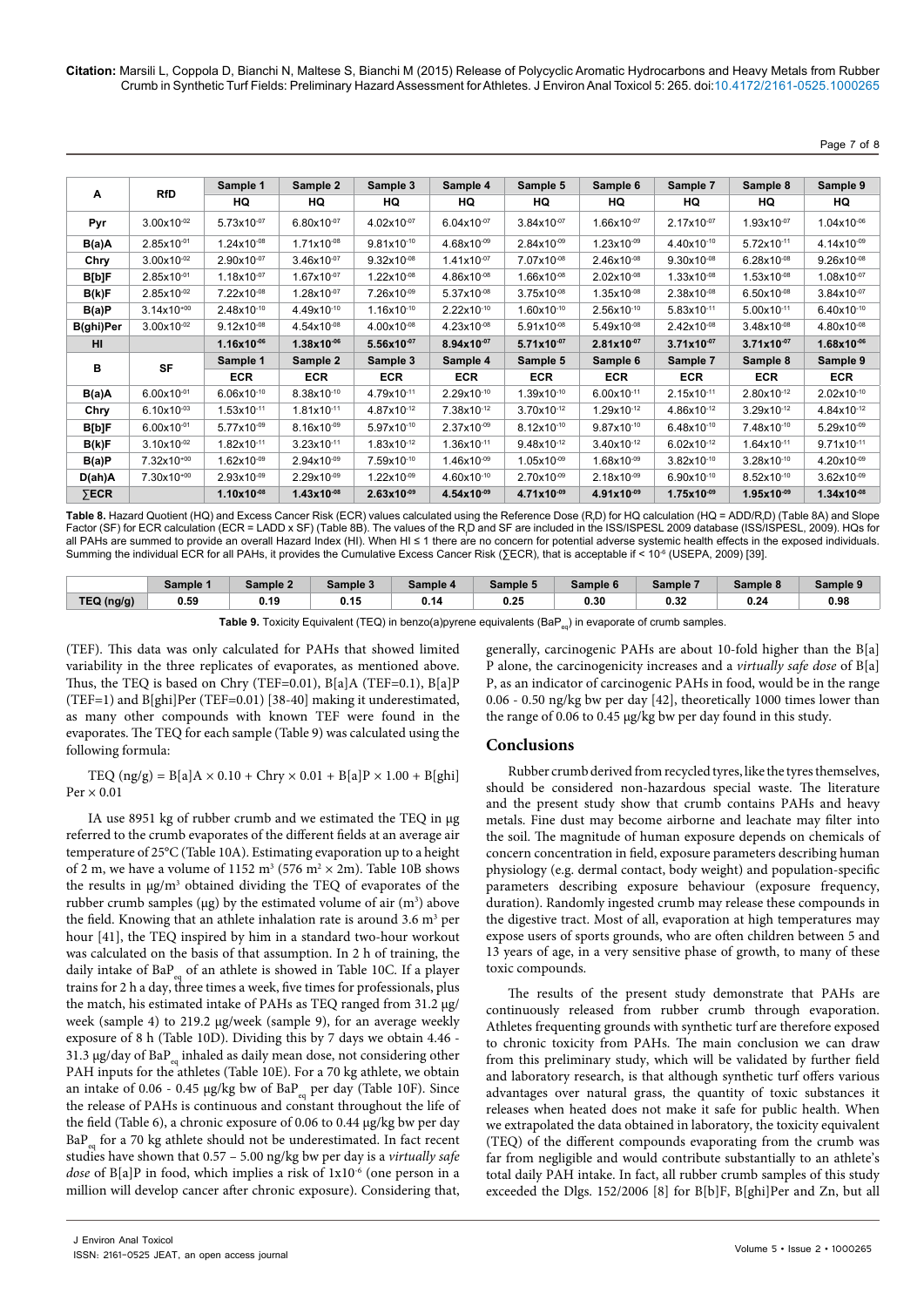| A | RfD | Sample 1 | Sample 2 | Sample 3 | Sample 4 | Sample 5 | Sample 6 | Sample 7 | Sample 8 | Sample 9 |
|---|---|---|---|---|---|---|---|---|---|---|
| | | HQ | HQ | HQ | HQ | HQ | HQ | HQ | HQ | HQ |
| Pyr | $3.00 \times 10^{-02}$ | $5.73 \times 10^{-07}$ | $6.80 \times 10^{-07}$ | $4.02 \times 10^{-07}$ | $6.04 \times 10^{-07}$ | $3.84 \times 10^{-07}$ | $1.66 \times 10^{-07}$ | $2.17 \times 10^{-07}$ | $1.93 \times 10^{-07}$ | $1.04 \times 10^{-06}$ |
| B(a)A | $2.85 \times 10^{-01}$ | $1.24 \times 10^{-08}$ | $1.71 \times 10^{-08}$ | $9.81 \times 10^{-10}$ | $4.68 \times 10^{-09}$ | $2.84 \times 10^{-09}$ | $1.23 \times 10^{-09}$ | $4.40 \times 10^{-10}$ | $5.72 \times 10^{-11}$ | $4.14 \times 10^{-09}$ |
| Chry | $3.00 \times 10^{-02}$ | $2.90 \times 10^{-07}$ | $3.46 \times 10^{-07}$ | $9.32 \times 10^{-08}$ | $1.41 \times 10^{-07}$ | $7.07 \times 10^{-08}$ | $2.46 \times 10^{-08}$ | $9.30 \times 10^{-08}$ | $6.28 \times 10^{-08}$ | $9.26 \times 10^{-08}$ |
| B[b]F | $2.85 \times 10^{-01}$ | $1.18 \times 10^{-07}$ | $1.67 \times 10^{-07}$ | $1.22 \times 10^{-08}$ | $4.86 \times 10^{-08}$ | $1.66 \times 10^{-08}$ | $2.02 \times 10^{-08}$ | $1.33 \times 10^{-08}$ | $1.53 \times 10^{-08}$ | $1.08 \times 10^{-07}$ |
| B(k)F | $2.85 \times 10^{-02}$ | $7.22 \times 10^{-08}$ | $1.28 \times 10^{-07}$ | $7.26 \times 10^{-09}$ | $5.37 \times 10^{-08}$ | $3.75 \times 10^{-08}$ | $1.35 \times 10^{-08}$ | $2.38 \times 10^{-08}$ | $6.50 \times 10^{-08}$ | $3.84 \times 10^{-07}$ |
| B(a)P | $3.14 \times 10^{+00}$ | $2.48 \times 10^{-10}$ | $4.49 \times 10^{-10}$ | $1.16 \times 10^{-10}$ | $2.22 \times 10^{-10}$ | $1.60 \times 10^{-10}$ | $2.56 \times 10^{-10}$ | $5.83 \times 10^{-11}$ | $5.00 \times 10^{-11}$ | $6.40 \times 10^{-10}$ |
| B(ghi)Per | $3.00 \times 10^{-02}$ | $9.12 \times 10^{-08}$ | $4.54 \times 10^{-08}$ | $4.00 \times 10^{-08}$ | $4.23 \times 10^{-08}$ | $5.91 \times 10^{-08}$ | $5.49 \times 10^{-08}$ | $2.42 \times 10^{-08}$ | $3.48 \times 10^{-08}$ | $4.80 \times 10^{-08}$ |
| **HI** | | **$1.16 \times 10^{-06}$** | **$1.38 \times 10^{-06}$** | **$5.56 \times 10^{-07}$** | **$8.94 \times 10^{-07}$** | **$5.71 \times 10^{-07}$** | **$2.81 \times 10^{-07}$** | **$3.71 \times 10^{-07}$** | **$3.71 \times 10^{-07}$** | **$1.68 \times 10^{-06}$** |
| **B** | **SF** | **Sample 1** | **Sample 2** | **Sample 3** | **Sample 4** | **Sample 5** | **Sample 6** | **Sample 7** | **Sample 8** | **Sample 9** |
| | | **ECR** | **ECR** | **ECR** | **ECR** | **ECR** | **ECR** | **ECR** | **ECR** | **ECR** |
| B(a)A | $6.00 \times 10^{-01}$ | $6.06 \times 10^{-10}$ | $8.38 \times 10^{-10}$ | $4.79 \times 10^{-11}$ | $2.29 \times 10^{-10}$ | $1.39 \times 10^{-10}$ | $6.00 \times 10^{-11}$ | $2.15 \times 10^{-11}$ | $2.80 \times 10^{-12}$ | $2.02 \times 10^{-10}$ |
| Chry | $6.10 \times 10^{-03}$ | $1.53 \times 10^{-11}$ | $1.81 \times 10^{-11}$ | $4.87 \times 10^{-12}$ | $7.38 \times 10^{-12}$ | $3.70 \times 10^{-12}$ | $1.29 \times 10^{-12}$ | $4.86 \times 10^{-12}$ | $3.29 \times 10^{-12}$ | $4.84 \times 10^{-12}$ |
| B[b]F | $6.00 \times 10^{-01}$ | $5.77 \times 10^{-09}$ | $8.16 \times 10^{-09}$ | $5.97 \times 10^{-10}$ | $2.37 \times 10^{-09}$ | $8.12 \times 10^{-10}$ | $9.87 \times 10^{-10}$ | $6.48 \times 10^{-10}$ | $7.48 \times 10^{-10}$ | $5.29 \times 10^{-09}$ |
| B(k)F | $3.10 \times 10^{-02}$ | $1.82 \times 10^{-11}$ | $3.23 \times 10^{-11}$ | $1.83 \times 10^{-12}$ | $1.36 \times 10^{-11}$ | $9.48 \times 10^{-12}$ | $3.40 \times 10^{-12}$ | $6.02 \times 10^{-12}$ | $1.64 \times 10^{-11}$ | $9.71 \times 10^{-11}$ |
| B(a)P | $7.32 \times 10^{+00}$ | $1.62 \times 10^{-09}$ | $2.94 \times 10^{-09}$ | $7.59 \times 10^{-10}$ | $1.46 \times 10^{-09}$ | $1.05 \times 10^{-09}$ | $1.68 \times 10^{-09}$ | $3.82 \times 10^{-10}$ | $3.28 \times 10^{-10}$ | $4.20 \times 10^{-09}$ |
| D(ah)A | $7.30 \times 10^{+00}$ | $2.93 \times 10^{-09}$ | $2.29 \times 10^{-09}$ | $1.22 \times 10^{-09}$ | $4.60 \times 10^{-10}$ | $2.70 \times 10^{-09}$ | $2.18 \times 10^{-09}$ | $6.90 \times 10^{-10}$ | $8.52 \times 10^{-10}$ | $3.62 \times 10^{-09}$ |
| **∑ECR** | | **$1.10 \times 10^{-08}$** | **$1.43 \times 10^{-08}$** | **$2.63 \times 10^{-09}$** | **$4.54 \times 10^{-09}$** | **$4.71 \times 10^{-09}$** | **$4.91 \times 10^{-09}$** | **$1.75 \times 10^{-09}$** | **$1.95 \times 10^{-09}$** | **$1.34 \times 10^{-08}$** |

**Table 8.** Hazard Quotient (HQ) and Excess Cancer Risk (ECR) values calculated using the Reference Dose ($R_fD$) for HQ calculation (HQ = ADD/$R_fD$) (Table 8A) and Slope Factor (SF) for ECR calculation (ECR = LADD x SF) (Table 8B). The values of the $R_fD$ and SF are included in the ISS/ISPESL 2009 database (ISS/ISPESL, 2009). HQs for all PAHs are summed to provide an overall Hazard Index (HI). When HI ≤ 1 there are no concern for potential adverse systemic health effects in the exposed individuals. Summing the individual ECR for all PAHs, it provides the Cumulative Excess Cancer Risk (∑ECR), that is acceptable if < $10^{-6}$ (USEPA, 2009) [39].

| | Sample 1 | Sample 2 | Sample 3 | Sample 4 | Sample 5 | Sample 6 | Sample 7 | Sample 8 | Sample 9 |
|---|---|---|---|---|---|---|---|---|---|
| TEQ (ng/g) | 0.59 | 0.19 | 0.15 | 0.14 | 0.25 | 0.30 | 0.32 | 0.24 | 0.98 |

**Table 9.** Toxicity Equivalent (TEQ) in benzo(a)pyrene equivalents ($BaP_{eq}$) in evaporate of crumb samples.

(TEF). This data was only calculated for PAHs that showed limited variability in the three replicates of evaporates, as mentioned above. Thus, the TEQ is based on Chry (TEF=0.01), B[a]A (TEF=0.1), B[a]P (TEF=1) and B[ghi]Per (TEF=0.01) [38-40] making it underestimated, as many other compounds with known TEF were found in the evaporates. The TEQ for each sample (Table 9) was calculated using the following formula:

TEQ (ng/g) = B[a]A × 0.10 + Chry × 0.01 + B[a]P × 1.00 + B[ghi]Per × 0.01

IA use 8951 kg of rubber crumb and we estimated the TEQ in μg referred to the crumb evaporates of the different fields at an average air temperature of 25°C (Table 10A). Estimating evaporation up to a height of 2 m, we have a volume of 1152 $m^3$ (576 $m^2$ × 2m). Table 10B shows the results in μg/$m^3$ obtained dividing the TEQ of evaporates of the rubber crumb samples (μg) by the estimated volume of air ($m^3$) above the field. Knowing that an athlete inhalation rate is around 3.6 $m^3$ per hour [41], the TEQ inspired by him in a standard two-hour workout was calculated on the basis of that assumption. In 2 h of training, the daily intake of $BaP_{eq}$ of an athlete is showed in Table 10C. If a player trains for 2 h a day, three times a week, five times for professionals, plus the match, his estimated intake of PAHs as TEQ ranged from 31.2 μg/week (sample 4) to 219.2 μg/week (sample 9), for an average weekly exposure of 8 h (Table 10D). Dividing this by 7 days we obtain 4.46 - 31.3 μg/day of $BaP_{eq}$ inhaled as daily mean dose, not considering other PAH inputs for the athletes (Table 10E). For a 70 kg athlete, we obtain an intake of 0.06 - 0.45 μg/kg bw of $BaP_{eq}$ per day (Table 10F). Since the release of PAHs is continuous and constant throughout the life of the field (Table 6), a chronic exposure of 0.06 to 0.44 μg/kg bw per day $BaP_{eq}$ for a 70 kg athlete should not be underestimated. In fact recent studies have shown that 0.57 – 5.00 ng/kg bw per day is a *virtually safe dose* of B[a]P in food, which implies a risk of $1 \times 10^{-6}$ (one person in a million will develop cancer after chronic exposure). Considering that, generally, carcinogenic PAHs are about 10-fold higher than the B[a]P alone, the carcinogenicity increases and a *virtually safe dose* of B[a]P, as an indicator of carcinogenic PAHs in food, would be in the range 0.06 - 0.50 ng/kg bw per day [42], theoretically 1000 times lower than the range of 0.06 to 0.45 μg/kg bw per day found in this study.

## Conclusions

Rubber crumb derived from recycled tyres, like the tyres themselves, should be considered non-hazardous special waste. The literature and the present study show that crumb contains PAHs and heavy metals. Fine dust may become airborne and leachate may filter into the soil. The magnitude of human exposure depends on chemicals of concern concentration in field, exposure parameters describing human physiology (e.g. dermal contact, body weight) and population-specific parameters describing exposure behaviour (exposure frequency, duration). Randomly ingested crumb may release these compounds in the digestive tract. Most of all, evaporation at high temperatures may expose users of sports grounds, who are often children between 5 and 13 years of age, in a very sensitive phase of growth, to many of these toxic compounds.

The results of the present study demonstrate that PAHs are continuously released from rubber crumb through evaporation. Athletes frequenting grounds with synthetic turf are therefore exposed to chronic toxicity from PAHs. The main conclusion we can draw from this preliminary study, which will be validated by further field and laboratory research, is that although synthetic turf offers various advantages over natural grass, the quantity of toxic substances it releases when heated does not make it safe for public health. When we extrapolated the data obtained in laboratory, the toxicity equivalent (TEQ) of the different compounds evaporating from the crumb was far from negligible and would contribute substantially to an athlete's total daily PAH intake. In fact, all rubber crumb samples of this study exceeded the Dlgs. 152/2006 [8] for B[b]F, B[ghi]Per and Zn, but all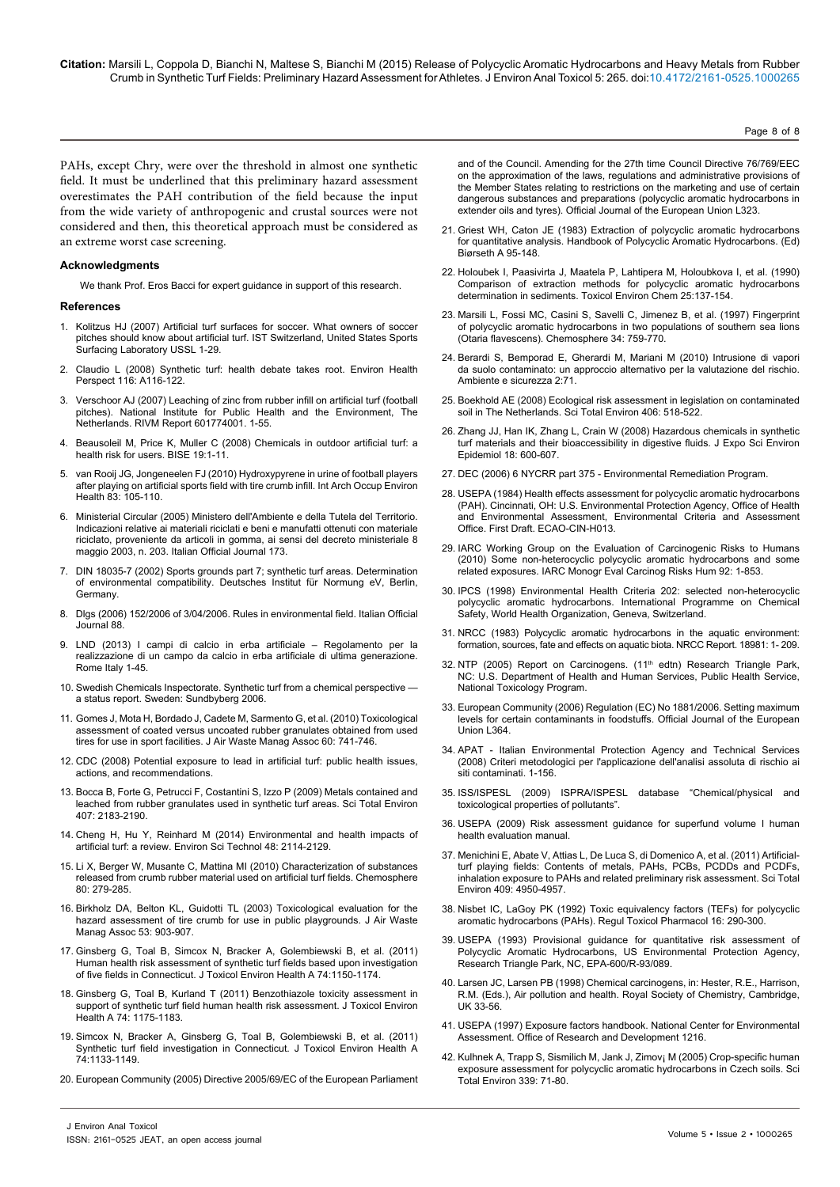PAHs, except Chry, were over the threshold in almost one synthetic field. It must be underlined that this preliminary hazard assessment overestimates the PAH contribution of the field because the input from the wide variety of anthropogenic and crustal sources were not considered and then, this theoretical approach must be considered as an extreme worst case screening.

## Acknowledgments

We thank Prof. Eros Bacci for expert guidance in support of this research.

## References

1. Kolitzus HJ (2007) Artificial turf surfaces for soccer. What owners of soccer pitches should know about artificial turf. IST Switzerland, United States Sports Surfacing Laboratory USSL 1-29.
2. Claudio L (2008) Synthetic turf: health debate takes root. Environ Health Perspect 116: A116-122.
3. Verschoor AJ (2007) Leaching of zinc from rubber infill on artificial turf (football pitches). National Institute for Public Health and the Environment, The Netherlands. RIVM Report 601774001. 1-55.
4. Beausoleil M, Price K, Muller C (2008) Chemicals in outdoor artificial turf: a health risk for users. BISE 19:1-11.
5. van Rooij JG, Jongeneelen FJ (2010) Hydroxypyrene in urine of football players after playing on artificial sports field with tire crumb infill. Int Arch Occup Environ Health 83: 105-110.
6. Ministerial Circular (2005) Ministero dell'Ambiente e della Tutela del Territorio. Indicazioni relative ai materiali riciclati e beni e manufatti ottenuti con materiale riciclato, proveniente da articoli in gomma, ai sensi del decreto ministeriale 8 maggio 2003, n. 203. Italian Official Journal 173.
7. DIN 18035-7 (2002) Sports grounds part 7; synthetic turf areas. Determination of environmental compatibility. Deutsches Institut für Normung eV, Berlin, Germany.
8. Dlgs (2006) 152/2006 of 3/04/2006. Rules in environmental field. Italian Official Journal 88.
9. LND (2013) I campi di calcio in erba artificiale – Regolamento per la realizzazione di un campo da calcio in erba artificiale di ultima generazione. Rome Italy 1-45.
10. Swedish Chemicals Inspectorate. Synthetic turf from a chemical perspective — a status report. Sweden: Sundbyberg 2006.
11. Gomes J, Mota H, Bordado J, Cadete M, Sarmento G, et al. (2010) Toxicological assessment of coated versus uncoated rubber granulates obtained from used tires for use in sport facilities. J Air Waste Manag Assoc 60: 741-746.
12. CDC (2008) Potential exposure to lead in artificial turf: public health issues, actions, and recommendations.
13. Bocca B, Forte G, Petrucci F, Costantini S, Izzo P (2009) Metals contained and leached from rubber granulates used in synthetic turf areas. Sci Total Environ 407: 2183-2190.
14. Cheng H, Hu Y, Reinhard M (2014) Environmental and health impacts of artificial turf: a review. Environ Sci Technol 48: 2114-2129.
15. Li X, Berger W, Musante C, Mattina MI (2010) Characterization of substances released from crumb rubber material used on artificial turf fields. Chemosphere 80: 279-285.
16. Birkholz DA, Belton KL, Guidotti TL (2003) Toxicological evaluation for the hazard assessment of tire crumb for use in public playgrounds. J Air Waste Manag Assoc 53: 903-907.
17. Ginsberg G, Toal B, Simcox N, Bracker A, Golembiewski B, et al. (2011) Human health risk assessment of synthetic turf fields based upon investigation of five fields in Connecticut. J Toxicol Environ Health A 74:1150-1174.
18. Ginsberg G, Toal B, Kurland T (2011) Benzothiazole toxicity assessment in support of synthetic turf field human health risk assessment. J Toxicol Environ Health A 74: 1175-1183.
19. Simcox N, Bracker A, Ginsberg G, Toal B, Golembiewski B, et al. (2011) Synthetic turf field investigation in Connecticut. J Toxicol Environ Health A 74:1133-1149.
20. European Community (2005) Directive 2005/69/EC of the European Parliament and of the Council. Amending for the 27th time Council Directive 76/769/EEC on the approximation of the laws, regulations and administrative provisions of the Member States relating to restrictions on the marketing and use of certain dangerous substances and preparations (polycyclic aromatic hydrocarbons in extender oils and tyres). Official Journal of the European Union L323.
21. Griest WH, Caton JE (1983) Extraction of polycyclic aromatic hydrocarbons for quantitative analysis. Handbook of Polycyclic Aromatic Hydrocarbons. (Ed) Bjørseth A 95-148.
22. Holoubek I, Paasivirta J, Maatela P, Lahtipera M, Holoubkova I, et al. (1990) Comparison of extraction methods for polycyclic aromatic hydrocarbons determination in sediments. Toxicol Environ Chem 25:137-154.
23. Marsili L, Fossi MC, Casini S, Savelli C, Jimenez B, et al. (1997) Fingerprint of polycyclic aromatic hydrocarbons in two populations of southern sea lions (Otaria flavescens). Chemosphere 34: 759-770.
24. Berardi S, Bemporad E, Gherardi M, Mariani M (2010) Intrusione di vapori da suolo contaminato: un approccio alternativo per la valutazione del rischio. Ambiente e sicurezza 2:71.
25. Boekhold AE (2008) Ecological risk assessment in legislation on contaminated soil in The Netherlands. Sci Total Environ 406: 518-522.
26. Zhang JJ, Han IK, Zhang L, Crain W (2008) Hazardous chemicals in synthetic turf materials and their bioaccessibility in digestive fluids. J Expo Sci Environ Epidemiol 18: 600-607.
27. DEC (2006) 6 NYCRR part 375 - Environmental Remediation Program.
28. USEPA (1984) Health effects assessment for polycyclic aromatic hydrocarbons (PAH). Cincinnati, OH: U.S. Environmental Protection Agency, Office of Health and Environmental Assessment, Environmental Criteria and Assessment Office. First Draft. ECAO-CIN-H013.
29. IARC Working Group on the Evaluation of Carcinogenic Risks to Humans (2010) Some non-heterocyclic polycyclic aromatic hydrocarbons and some related exposures. IARC Monogr Eval Carcinog Risks Hum 92: 1-853.
30. IPCS (1998) Environmental Health Criteria 202: selected non-heterocyclic polycyclic aromatic hydrocarbons. International Programme on Chemical Safety, World Health Organization, Geneva, Switzerland.
31. NRCC (1983) Polycyclic aromatic hydrocarbons in the aquatic environment: formation, sources, fate and effects on aquatic biota. NRCC Report. 18981: 1- 209.
32. NTP (2005) Report on Carcinogens. (11th edtn) Research Triangle Park, NC: U.S. Department of Health and Human Services, Public Health Service, National Toxicology Program.
33. European Community (2006) Regulation (EC) No 1881/2006. Setting maximum levels for certain contaminants in foodstuffs. Official Journal of the European Union L364.
34. APAT - Italian Environmental Protection Agency and Technical Services (2008) Criteri metodologici per l'applicazione dell'analisi assoluta di rischio ai siti contaminati. 1-156.
35. ISS/ISPESL (2009) ISPRA/ISPESL database "Chemical/physical and toxicological properties of pollutants".
36. USEPA (2009) Risk assessment guidance for superfund volume I human health evaluation manual.
37. Menichini E, Abate V, Attias L, De Luca S, di Domenico A, et al. (2011) Artificial-turf playing fields: Contents of metals, PAHs, PCBs, PCDDs and PCDFs, inhalation exposure to PAHs and related preliminary risk assessment. Sci Total Environ 409: 4950-4957.
38. Nisbet IC, LaGoy PK (1992) Toxic equivalency factors (TEFs) for polycyclic aromatic hydrocarbons (PAHs). Regul Toxicol Pharmacol 16: 290-300.
39. USEPA (1993) Provisional guidance for quantitative risk assessment of Polycyclic Aromatic Hydrocarbons, US Environmental Protection Agency, Research Triangle Park, NC, EPA-600/R-93/089.
40. Larsen JC, Larsen PB (1998) Chemical carcinogens, in: Hester, R.E., Harrison, R.M. (Eds.), Air pollution and health. Royal Society of Chemistry, Cambridge, UK 33-56.
41. USEPA (1997) Exposure factors handbook. National Center for Environmental Assessment. Office of Research and Development 1216.
42. Kulhnek A, Trapp S, Sismilich M, Jank J, Zimov¡ M (2005) Crop-specific human exposure assessment for polycyclic aromatic hydrocarbons in Czech soils. Sci Total Environ 339: 71-80.